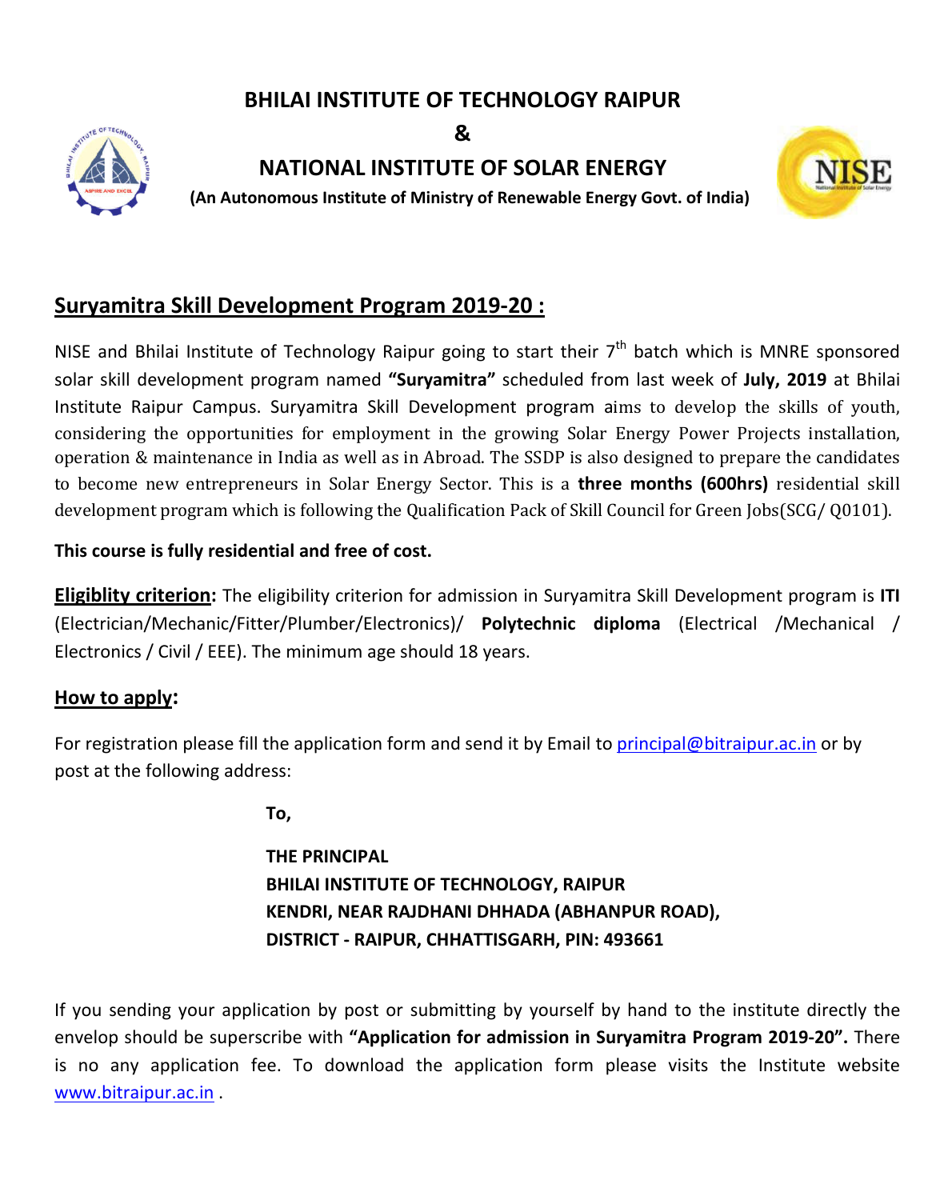# BHILAI INSTITUTE OF TECHNOLOGY RAIPUR

**&**

## NATIONAL INSTITUTE OF SOLAR ENERGY

**(An Autonomous Institute of Ministry of Renewable Energy Govt. of India)**

## Suryamitra Skill Development Program 2019-20 :

NISE and Bhilai Institute of Technology Raipur going to start their 7th batch which is MNRE sponsored solar skill development program named **"Suryamitra"** scheduled from last week of **July, 2019** at Bhilai Institute Raipur Campus. Suryamitra Skill Development program aims to develop the skills of youth, considering the opportunities for employment in the growing Solar Energy Power Projects installation, operation & maintenance in India as well as in Abroad. The SSDP is also designed to prepare the candidates to become new entrepreneurs in Solar Energy Sector. This is a **three months (600hrs)** residential skill development program which is following the Qualification Pack of Skill Council for Green Jobs(SCG/ Q0101).

**This course is fully residential and free of cost.**

**Eligiblity criterion:** The eligibility criterion for admission in Suryamitra Skill Development program is **ITI** (Electrician/Mechanic/Fitter/Plumber/Electronics)/ **Polytechnic diploma** (Electrical /Mechanical / Electronics / Civil / EEE). The minimum age should 18 years.

**How to apply:**

For registration please fill the application form and send it by Email to principal@bitraipur.ac.in or by post at the following address:

**To,**

**THE PRINCIPAL**
**BHILAI INSTITUTE OF TECHNOLOGY, RAIPUR**
**KENDRI, NEAR RAJDHANI DHHADA (ABHANPUR ROAD),**
**DISTRICT - RAIPUR, CHHATTISGARH, PIN: 493661**

If you sending your application by post or submitting by yourself by hand to the institute directly the envelop should be superscribe with **"Application for admission in Suryamitra Program 2019-20".** There is no any application fee. To download the application form please visits the Institute website www.bitraipur.ac.in .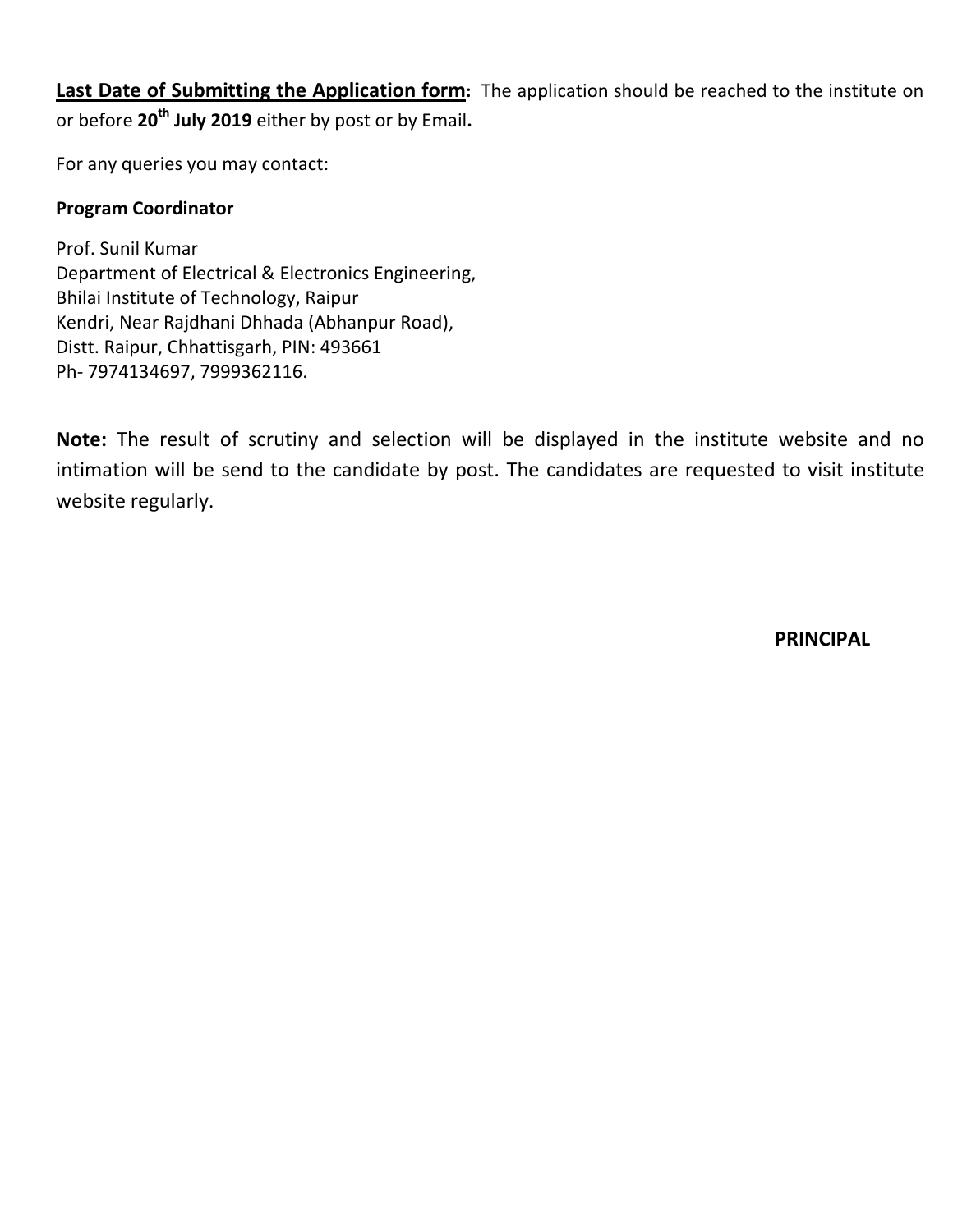**<u>Last Date of Submitting the Application form</u>:** The application should be reached to the institute on or before **20th July 2019** either by post or by Email**.**

For any queries you may contact:

**Program Coordinator**

Prof. Sunil Kumar  
Department of Electrical & Electronics Engineering,  
Bhilai Institute of Technology, Raipur  
Kendri, Near Rajdhani Dhhada (Abhanpur Road),  
Distt. Raipur, Chhattisgarh, PIN: 493661  
Ph- 7974134697, 7999362116.

**Note:** The result of scrutiny and selection will be displayed in the institute website and no intimation will be send to the candidate by post. The candidates are requested to visit institute website regularly.

**PRINCIPAL**